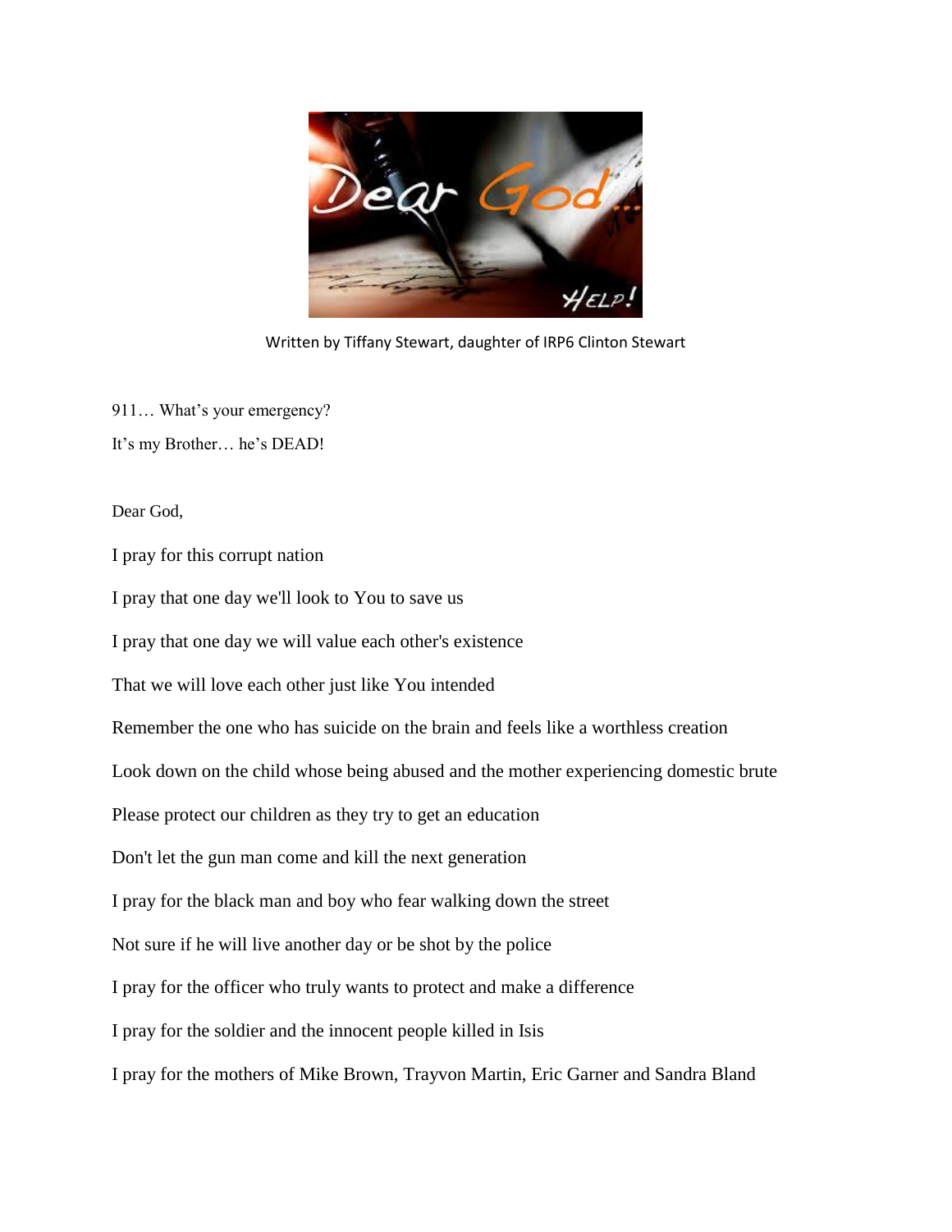Written by Tiffany Stewart, daughter of IRP6 Clinton Stewart

911… What's your emergency?

It's my Brother… he's DEAD!

Dear God,

I pray for this corrupt nation

I pray that one day we'll look to You to save us

I pray that one day we will value each other's existence

That we will love each other just like You intended

Remember the one who has suicide on the brain and feels like a worthless creation

Look down on the child whose being abused and the mother experiencing domestic brute

Please protect our children as they try to get an education

Don't let the gun man come and kill the next generation

I pray for the black man and boy who fear walking down the street

Not sure if he will live another day or be shot by the police

I pray for the officer who truly wants to protect and make a difference

I pray for the soldier and the innocent people killed in Isis

I pray for the mothers of Mike Brown, Trayvon Martin, Eric Garner and Sandra Bland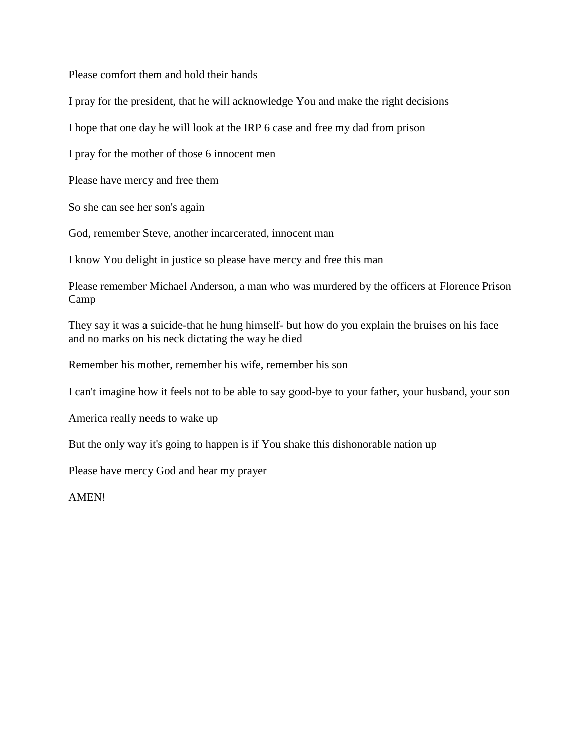Please comfort them and hold their hands

I pray for the president, that he will acknowledge You and make the right decisions

I hope that one day he will look at the IRP 6 case and free my dad from prison

I pray for the mother of those 6 innocent men

Please have mercy and free them

So she can see her son's again

God, remember Steve, another incarcerated, innocent man

I know You delight in justice so please have mercy and free this man

Please remember Michael Anderson, a man who was murdered by the officers at Florence Prison Camp

They say it was a suicide-that he hung himself- but how do you explain the bruises on his face and no marks on his neck dictating the way he died

Remember his mother, remember his wife, remember his son

I can't imagine how it feels not to be able to say good-bye to your father, your husband, your son

America really needs to wake up

But the only way it's going to happen is if You shake this dishonorable nation up

Please have mercy God and hear my prayer

AMEN!